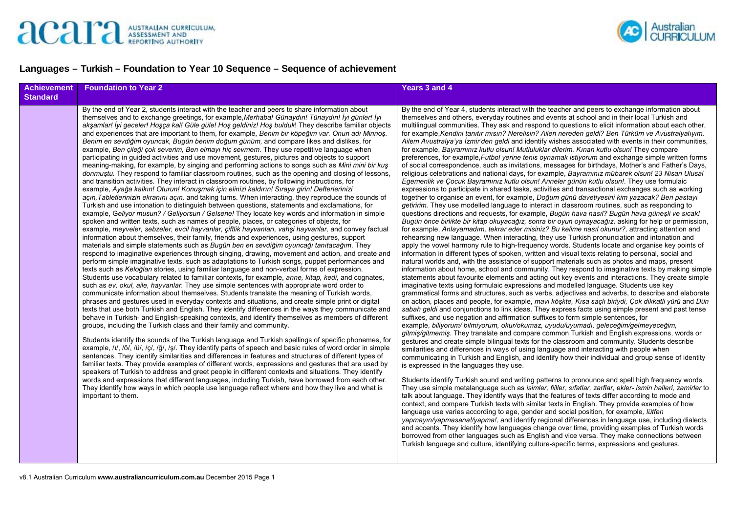# Languages – Turkish – Foundation to Year 10 Sequence – Sequence of achievement

| Achievement Standard | Foundation to Year 2 | Years 3 and 4 |
|---|---|---|
| | By the end of Year 2, students interact with the teacher and peers to share information about themselves and to exchange greetings, for example, *Merhaba! Günaydın! Tünaydın! İyi günler! İyi akşamlar! İyi geceler! Hoşça kal! Güle güle! Hoş geldiniz! Hoş bulduk*! They describe familiar objects and experiences that are important to them, for example, *Benim bir köpeğim var. Onun adı Minnoş. Benim en sevdiğim oyuncak, Bugün benim doğum günüm,* and compare likes and dislikes, for example, *Ben çileği çok severim, Ben elmayı hiç sevmem.* They use repetitive language when participating in guided activities and use movement, gestures, pictures and objects to support meaning-making, for example, by singing and performing actions to songs such as *Mini mini bir kuş donmuştu*. They respond to familiar classroom routines, such as the opening and closing of lessons, and transition activities. They interact in classroom routines, by following instructions, for example, *Ayağa kalkın! Oturun! Konuşmak için elinizi kaldırın! Sıraya girin! Defterlerinizi açın, Tabletlerinizin ekranını açın,* and taking turns. When interacting, they reproduce the sounds of Turkish and use intonation to distinguish between questions, statements and exclamations, for example, G*eliyor musun? / Geliyorsun / Gelsene!* They locate key words and information in simple spoken and written texts, such as names of people, places, or categories of objects, for example, *meyveler, sebzeler, evcil hayvanlar, çiftlik hayvanları, vahşi hayvanlar,* and convey factual information about themselves, their family, friends and experiences, using gestures, support materials and simple statements such as *Bugün ben en sevdiğim oyuncağı tanıtacağım*. They respond to imaginative experiences through singing, drawing, movement and action, and create and perform simple imaginative texts, such as adaptations to Turkish songs, puppet performances and texts such as *Keloğlan* stories, using familiar language and non-verbal forms of expression. Students use vocabulary related to familiar contexts, for example, *anne, kitap, kedi,* and cognates, such as *ev, okul, aile, hayvanlar.* They use simple sentences with appropriate word order to communicate information about themselves. Students translate the meaning of Turkish words, phrases and gestures used in everyday contexts and situations, and create simple print or digital texts that use both Turkish and English. They identify differences in the ways they communicate and behave in Turkish- and English-speaking contexts, and identify themselves as members of different groups, including the Turkish class and their family and community.<br><br>Students identify the sounds of the Turkish language and Turkish spellings of specific phonemes, for example, /ı/, /ö/, /ü/, /ç/, /ğ/, /ş/. They identify parts of speech and basic rules of word order in simple sentences. They identify similarities and differences in features and structures of different types of familiar texts. They provide examples of different words, expressions and gestures that are used by speakers of Turkish to address and greet people in different contexts and situations. They identify words and expressions that different languages, including Turkish, have borrowed from each other. They identify how ways in which people use language reflect where and how they live and what is important to them. | By the end of Year 4, students interact with the teacher and peers to exchange information about themselves and others, everyday routines and events at school and in their local Turkish and multilingual communities. They ask and respond to questions to elicit information about each other, for example, *Kendini tanıtır mısın? Nerelisin? Ailen nereden geldi? Ben Türküm ve Avustralyalıyım. Ailem Avustralya'ya İzmir'den geldi* and identify wishes associated with events in their communities, for example, *Bayramınız kutlu olsun! Mutluluklar dilerim. Kınan kutlu olsun!* They compare preferences, for example, *Futbol yerine tenis oynamak istiyorum* and exchange simple written forms of social correspondence, such as invitations, messages for birthdays, Mother's and Father's Days, religious celebrations and national days, for example, *Bayramınız mübarek olsun! 23 Nisan Ulusal Egemenlik ve Çocuk Bayramınız kutlu olsun! Anneler günün kutlu olsun!*. They use formulaic expressions to participate in shared tasks, activities and transactional exchanges such as working together to organise an event, for example, *Doğum günü davetiyesini kim yazacak? Ben pastayı getiririm.* They use modelled language to interact in classroom routines, such as responding to questions directions and requests, for example, *Bugün hava nasıl? Bugün hava güneşli ve sıcak! Bugün önce birlikte bir kitap okuyacağız, sonra bir oyun oynayacağız,* asking for help or permission, for example, *Anlayamadım, tekrar eder misiniz? Bu kelime nasıl okunur?,* attracting attention and rehearsing new language. When interacting, they use Turkish pronunciation and intonation and apply the vowel harmony rule to high-frequency words. Students locate and organise key points of information in different types of spoken, written and visual texts relating to personal, social and natural worlds and, with the assistance of support materials such as photos and maps, present information about home, school and community. They respond to imaginative texts by making simple statements about favourite elements and acting out key events and interactions. They create simple imaginative texts using formulaic expressions and modelled language. Students use key grammatical forms and structures, such as verbs, adjectives and adverbs, to describe and elaborate on action, places and people, for example, *mavi köşkte, Kısa saçlı biriydi, Çok dikkatli yürü* and *Dün sabah geldi* and conjunctions to link ideas. They express facts using simple present and past tense suffixes, and negation and affirmation suffixes to form simple sentences, for example, *biliyorum/ bilmiyorum, okur/okumaz, uyudu/uyumadı, geleceğim/gelmeyeceğim, gitmiş/gitmemiş*. They translate and compare common Turkish and English expressions, words or gestures and create simple bilingual texts for the classroom and community. Students describe similarities and differences in ways of using language and interacting with people when communicating in Turkish and English, and identify how their individual and group sense of identity is expressed in the languages they use.<br><br>Students identify Turkish sound and writing patterns to pronounce and spell high frequency words. They use simple metalanguage such as *isimler, fiiller, sıfatlar, zarflar, ekler- ismin halleri, zamirler* to talk about language. They identify ways that the features of texts differ according to mode and context, and compare Turkish texts with similar texts in English. They provide examples of how language use varies according to age, gender and social position, for example, *lütfen yapmayın/yapmasana!/yapma!,* and identify regional differences in language use, including dialects and accents. They identify how languages change over time, providing examples of Turkish words borrowed from other languages such as English and vice versa. They make connections between Turkish language and culture, identifying culture-specific terms, expressions and gestures. |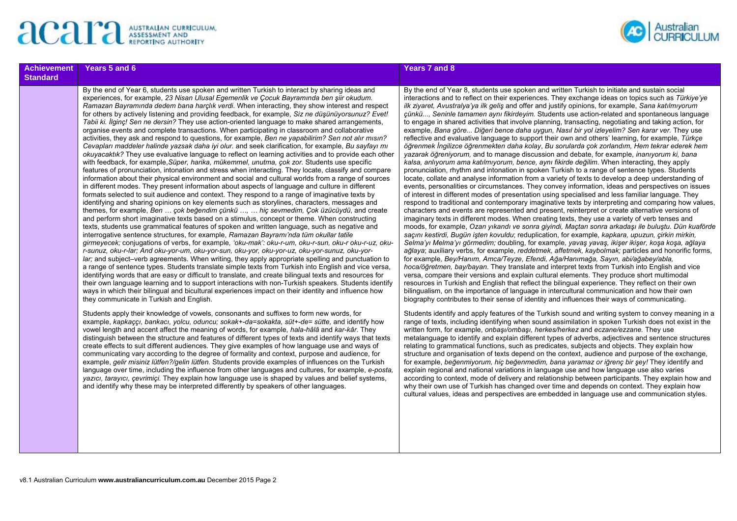| Achievement Standard | Years 5 and 6 | Years 7 and 8 |
| --- | --- | --- |
| | By the end of Year 6, students use spoken and written Turkish to interact by sharing ideas and experiences, for example, *23 Nisan Ulusal Egemenlik ve Çocuk Bayramında ben şiir okudum. Ramazan Bayramında dedem bana harçlık verdi*. When interacting, they show interest and respect for others by actively listening and providing feedback, for example, *Siz ne düşünüyorsunuz? Evet! Tabii ki. İlginç! Sen ne dersin?* They use action-oriented language to make shared arrangements, organise events and complete transactions. When participating in classroom and collaborative activities, they ask and respond to questions, for example, *Ben ne yapabilirim? Sen not alır mısın? Cevapları maddeler halinde yazsak daha iyi olur.* and seek clarification, for example, *Bu sayfayı mı okuyacaktık?* They use evaluative language to reflect on learning activities and to provide each other with feedback, for example,*Süper, harika, mükemmel, unutma, çok zor.* Students use specific features of pronunciation, intonation and stress when interacting. They locate, classify and compare information about their physical environment and social and cultural worlds from a range of sources in different modes. They present information about aspects of language and culture in different formats selected to suit audience and context. They respond to a range of imaginative texts by identifying and sharing opinions on key elements such as storylines, characters, messages and themes, for example, *Ben … çok beğendim çünkü …, … hiç sevmedim, Çok üzücüydü*, and create and perform short imaginative texts based on a stimulus, concept or theme. When constructing texts, students use grammatical features of spoken and written language, such as negative and interrogative sentence structures, for example, *Ramazan Bayramı'nda tüm okullar tatile girmeyecek;* conjugations of verbs, for example*, 'oku-mak': oku-r-um, oku-r-sun, oku-r oku-r-uz, oku-r-sunuz, oku-r-lar; And oku-yor-um, oku-yor-sun, oku-yor, oku-yor-uz, oku-yor-sunuz, oku-yor-lar;* and subject–verb agreements. When writing, they apply appropriate spelling and punctuation to a range of sentence types. Students translate simple texts from Turkish into English and vice versa, identifying words that are easy or difficult to translate, and create bilingual texts and resources for their own language learning and to support interactions with non-Turkish speakers. Students identify ways in which their bilingual and bicultural experiences impact on their identity and influence how they communicate in Turkish and English.<br><br>Students apply their knowledge of vowels, consonants and suffixes to form new words, for example, *kapkaççı, bankacı, yolcu, oduncu; sokak+-da=sokakta, süt+-de= sütte,* and identify how vowel length and accent affect the meaning of words, for example, *hala-hâlâ* and *kar-kâr*. They distinguish between the structure and features of different types of texts and identify ways that texts create effects to suit different audiences. They give examples of how language use and ways of communicating vary according to the degree of formality and context, purpose and audience, for example, *gelir misiniz lütfen?/gelin lütfen.* Students provide examples of influences on the Turkish language over time, including the influence from other languages and cultures, for example, *e-posta, yazıcı, tarayıcı, çevrimiçi.* They explain how language use is shaped by values and belief systems, and identify why these may be interpreted differently by speakers of other languages. | By the end of Year 8, students use spoken and written Turkish to initiate and sustain social interactions and to reflect on their experiences. They exchange ideas on topics such as *Türkiye'ye ilk ziyaret, Avustralya'ya ilk geliş* and offer and justify opinions, for example, *Sana katılmıyorum çünkü..., Seninle tamamen aynı fikirdeyim.* Students use action-related and spontaneous language to engage in shared activities that involve planning, transacting, negotiating and taking action, for example*, Bana göre... Diğeri bence daha uygun, Nasıl bir yol izleyelim? Sen karar ver.* They use reflective and evaluative language to support their own and others' learning, for example, *Türkçe öğrenmek İngilizce öğrenmekten daha kolay*, *Bu sorularda çok zorlandım, Hem tekrar ederek hem yazarak öğreniyorum,* and to manage discussion and debate, for example, *inanıyorum ki, bana kalsa, anlıyorum ama katılmıyorum, bence, aynı fikirde değilim*. When interacting, they apply pronunciation, rhythm and intonation in spoken Turkish to a range of sentence types. Students locate, collate and analyse information from a variety of texts to develop a deep understanding of events, personalities or circumstances. They convey information, ideas and perspectives on issues of interest in different modes of presentation using specialised and less familiar language. They respond to traditional and contemporary imaginative texts by interpreting and comparing how values, characters and events are represented and present, reinterpret or create alternative versions of imaginary texts in different modes. When creating texts, they use a variety of verb tenses and moods, for example, *Ozan yıkandı ve sonra giyindi, Maçtan sonra arkadaşı ile buluştu. Dün kuaförde saçını kestirdi, Bugün işten kovuldu*; reduplication, for example, *kapkara, upuzun, çirkin mirkin, Selma'yı Melma'yı görmedim;* doubling, for example*, yavaş yavaş, ikişer ikişer, koşa koşa, ağlaya ağlaya*; auxiliary verbs, for example, *reddetmek, affetmek, kaybolmak;* particles and honorific forms, for example*, Bey/Hanım, Amca/Teyze, Efendi, Ağa/Hanımağa, Sayın, abi/ağabey/abla, hoca/öğretmen, bay/bayan*. They translate and interpret texts from Turkish into English and vice versa, compare their versions and explain cultural elements. They produce short multimodal resources in Turkish and English that reflect the bilingual experience. They reflect on their own bilingualism, on the importance of language in intercultural communication and how their own biography contributes to their sense of identity and influences their ways of communicating.<br><br>Students identify and apply features of the Turkish sound and writing system to convey meaning in a range of texts, including identifying when sound assimilation in spoken Turkish does not exist in the written form, for example, *onbaşı/ombaşı, herkes/herkez* and *eczane/ezzane.* They use metalanguage to identify and explain different types of adverbs, adjectives and sentence structures relating to grammatical functions, such as predicates, subjects and objects. They explain how structure and organisation of texts depend on the context, audience and purpose of the exchange, for example, *beğenmiyorum, hiç beğenmedim, bana yaramaz or iğrenç bir şey!* They identify and explain regional and national variations in language use and how language use also varies according to context, mode of delivery and relationship between participants. They explain how and why their own use of Turkish has changed over time and depends on context. They explain how cultural values, ideas and perspectives are embedded in language use and communication styles. |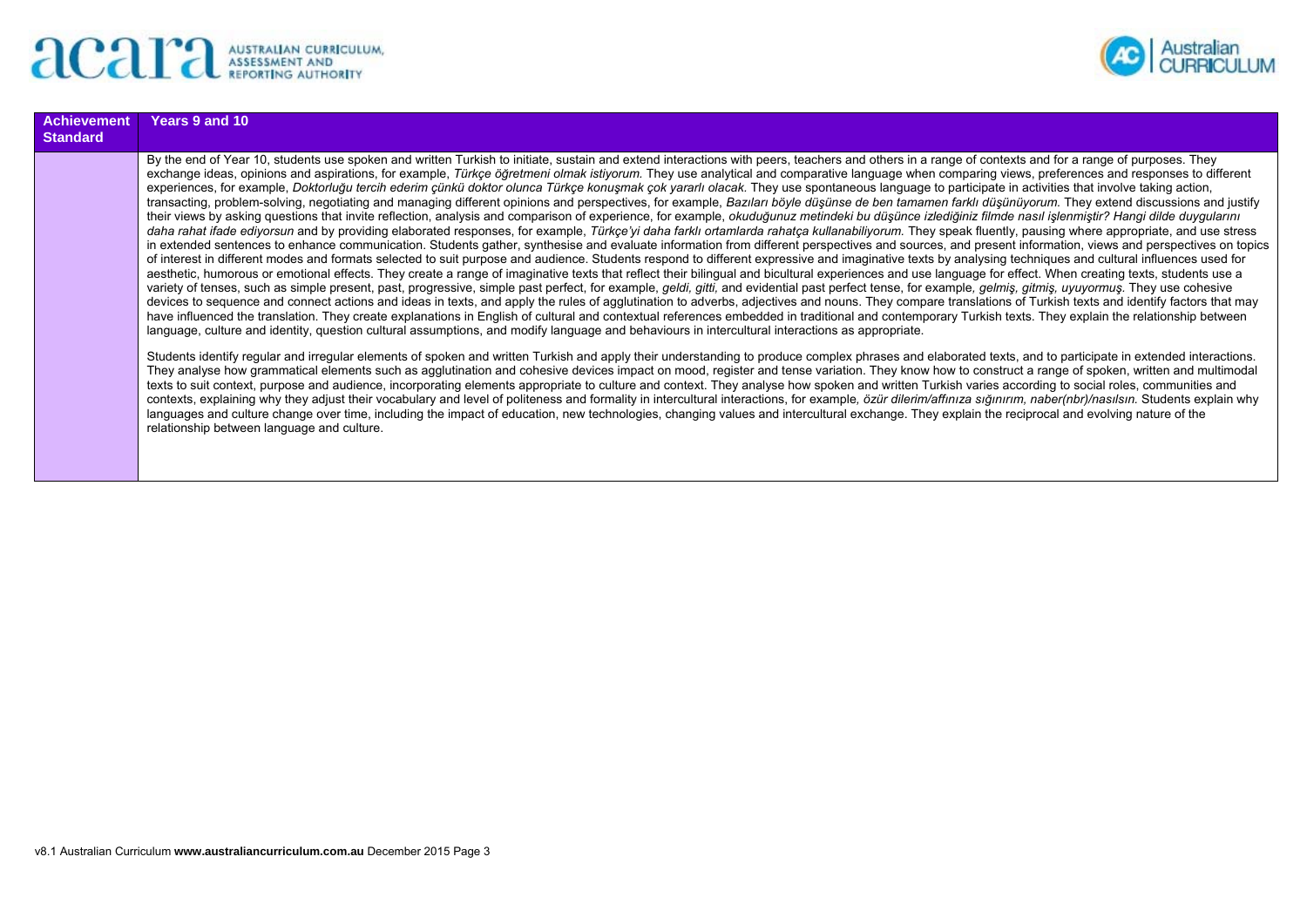| Achievement Standard | Years 9 and 10 |
| --- | --- |
| | By the end of Year 10, students use spoken and written Turkish to initiate, sustain and extend interactions with peers, teachers and others in a range of contexts and for a range of purposes. They exchange ideas, opinions and aspirations, for example, *Türkçe öğretmeni olmak istiyorum.* They use analytical and comparative language when comparing views, preferences and responses to different experiences, for example, *Doktorluğu tercih ederim çünkü doktor olunca Türkçe konuşmak çok yararlı olacak.* They use spontaneous language to participate in activities that involve taking action, transacting, problem-solving, negotiating and managing different opinions and perspectives, for example, *Bazıları böyle düşünse de ben tamamen farklı düşünüyorum.* They extend discussions and justify their views by asking questions that invite reflection, analysis and comparison of experience, for example, *okuduğunuz metindeki bu düşünce izlediğiniz filmde nasıl işlenmiştir? Hangi dilde duygularını daha rahat ifade ediyorsun* and by providing elaborated responses, for example, *Türkçe'yi daha farklı ortamlarda rahatça kullanabiliyorum.* They speak fluently, pausing where appropriate, and use stress in extended sentences to enhance communication. Students gather, synthesise and evaluate information from different perspectives and sources, and present information, views and perspectives on topics of interest in different modes and formats selected to suit purpose and audience. Students respond to different expressive and imaginative texts by analysing techniques and cultural influences used for aesthetic, humorous or emotional effects. They create a range of imaginative texts that reflect their bilingual and bicultural experiences and use language for effect. When creating texts, students use a variety of tenses, such as simple present, past, progressive, simple past perfect, for example, *geldi, gitti,* and evidential past perfect tense, for example, *gelmiş, gitmiş, uyuyormuş.* They use cohesive devices to sequence and connect actions and ideas in texts, and apply the rules of agglutination to adverbs, adjectives and nouns. They compare translations of Turkish texts and identify factors that may have influenced the translation. They create explanations in English of cultural and contextual references embedded in traditional and contemporary Turkish texts. They explain the relationship between language, culture and identity, question cultural assumptions, and modify language and behaviours in intercultural interactions as appropriate.<br><br>Students identify regular and irregular elements of spoken and written Turkish and apply their understanding to produce complex phrases and elaborated texts, and to participate in extended interactions. They analyse how grammatical elements such as agglutination and cohesive devices impact on mood, register and tense variation. They know how to construct a range of spoken, written and multimodal texts to suit context, purpose and audience, incorporating elements appropriate to culture and context. They analyse how spoken and written Turkish varies according to social roles, communities and contexts, explaining why they adjust their vocabulary and level of politeness and formality in intercultural interactions, for example, *özür dilerim/affınıza sığınırım, naber(nbr)/nasılsın.* Students explain why languages and culture change over time, including the impact of education, new technologies, changing values and intercultural exchange. They explain the reciprocal and evolving nature of the relationship between language and culture. |